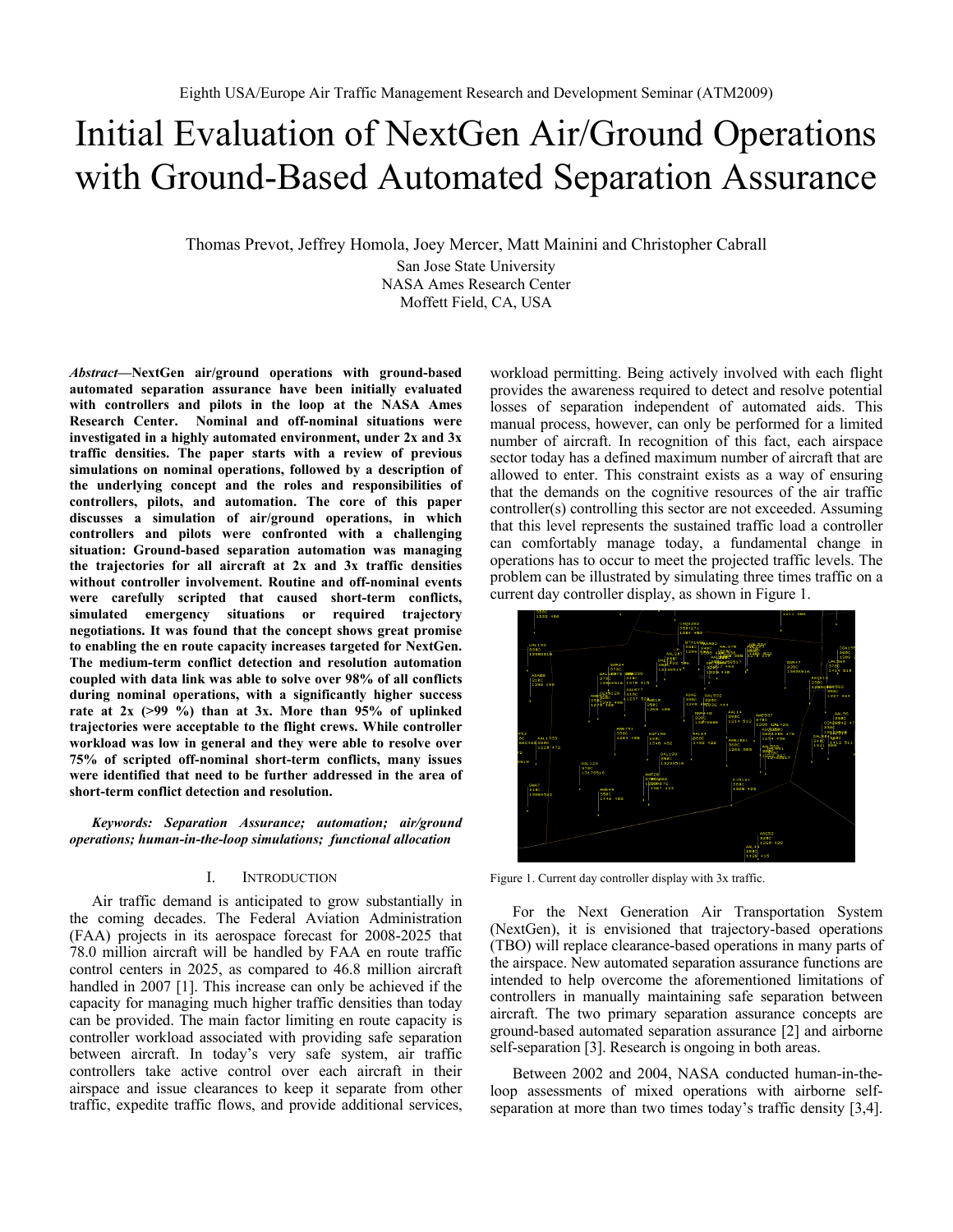# Initial Evaluation of NextGen Air/Ground Operations with Ground-Based Automated Separation Assurance

Thomas Prevot, Jeffrey Homola, Joey Mercer, Matt Mainini and Christopher Cabrall

San Jose State University
NASA Ames Research Center
Moffett Field, CA, USA

***Abstract*—NextGen air/ground operations with ground-based automated separation assurance have been initially evaluated with controllers and pilots in the loop at the NASA Ames Research Center. Nominal and off-nominal situations were investigated in a highly automated environment, under 2x and 3x traffic densities. The paper starts with a review of previous simulations on nominal operations, followed by a description of the underlying concept and the roles and responsibilities of controllers, pilots, and automation. The core of this paper discusses a simulation of air/ground operations, in which controllers and pilots were confronted with a challenging situation: Ground-based separation automation was managing the trajectories for all aircraft at 2x and 3x traffic densities without controller involvement. Routine and off-nominal events were carefully scripted that caused short-term conflicts, simulated emergency situations or required trajectory negotiations. It was found that the concept shows great promise to enabling the en route capacity increases targeted for NextGen. The medium-term conflict detection and resolution automation coupled with data link was able to solve over 98% of all conflicts during nominal operations, with a significantly higher success rate at 2x (>99 %) than at 3x. More than 95% of uplinked trajectories were acceptable to the flight crews. While controller workload was low in general and they were able to resolve over 75% of scripted off-nominal short-term conflicts, many issues were identified that need to be further addressed in the area of short-term conflict detection and resolution.**

***Keywords: Separation Assurance; automation; air/ground operations; human-in-the-loop simulations; functional allocation***

## I. INTRODUCTION

Air traffic demand is anticipated to grow substantially in the coming decades. The Federal Aviation Administration (FAA) projects in its aerospace forecast for 2008-2025 that 78.0 million aircraft will be handled by FAA en route traffic control centers in 2025, as compared to 46.8 million aircraft handled in 2007 [1]. This increase can only be achieved if the capacity for managing much higher traffic densities than today can be provided. The main factor limiting en route capacity is controller workload associated with providing safe separation between aircraft. In today's very safe system, air traffic controllers take active control over each aircraft in their airspace and issue clearances to keep it separate from other traffic, expedite traffic flows, and provide additional services, workload permitting. Being actively involved with each flight provides the awareness required to detect and resolve potential losses of separation independent of automated aids. This manual process, however, can only be performed for a limited number of aircraft. In recognition of this fact, each airspace sector today has a defined maximum number of aircraft that are allowed to enter. This constraint exists as a way of ensuring that the demands on the cognitive resources of the air traffic controller(s) controlling this sector are not exceeded. Assuming that this level represents the sustained traffic load a controller can comfortably manage today, a fundamental change in operations has to occur to meet the projected traffic levels. The problem can be illustrated by simulating three times traffic on a current day controller display, as shown in Figure 1.

Figure 1. Current day controller display with 3x traffic.

For the Next Generation Air Transportation System (NextGen), it is envisioned that trajectory-based operations (TBO) will replace clearance-based operations in many parts of the airspace. New automated separation assurance functions are intended to help overcome the aforementioned limitations of controllers in manually maintaining safe separation between aircraft. The two primary separation assurance concepts are ground-based automated separation assurance [2] and airborne self-separation [3]. Research is ongoing in both areas.

Between 2002 and 2004, NASA conducted human-in-the-loop assessments of mixed operations with airborne self-separation at more than two times today's traffic density [3,4].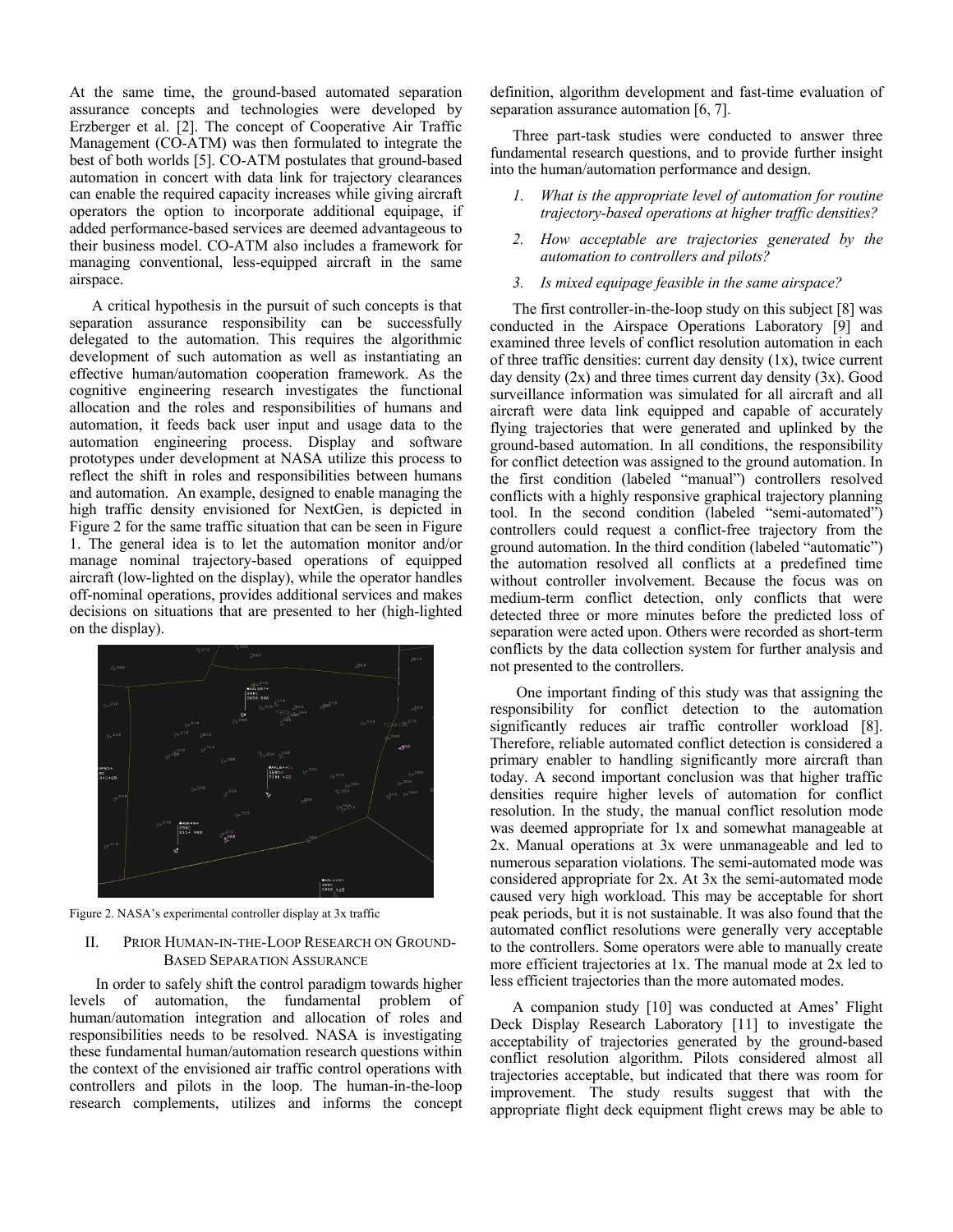At the same time, the ground-based automated separation assurance concepts and technologies were developed by Erzberger et al. [2]. The concept of Cooperative Air Traffic Management (CO-ATM) was then formulated to integrate the best of both worlds [5]. CO-ATM postulates that ground-based automation in concert with data link for trajectory clearances can enable the required capacity increases while giving aircraft operators the option to incorporate additional equipage, if added performance-based services are deemed advantageous to their business model. CO-ATM also includes a framework for managing conventional, less-equipped aircraft in the same airspace.

A critical hypothesis in the pursuit of such concepts is that separation assurance responsibility can be successfully delegated to the automation. This requires the algorithmic development of such automation as well as instantiating an effective human/automation cooperation framework. As the cognitive engineering research investigates the functional allocation and the roles and responsibilities of humans and automation, it feeds back user input and usage data to the automation engineering process. Display and software prototypes under development at NASA utilize this process to reflect the shift in roles and responsibilities between humans and automation. An example, designed to enable managing the high traffic density envisioned for NextGen, is depicted in Figure 2 for the same traffic situation that can be seen in Figure 1. The general idea is to let the automation monitor and/or manage nominal trajectory-based operations of equipped aircraft (low-lighted on the display), while the operator handles off-nominal operations, provides additional services and makes decisions on situations that are presented to her (high-lighted on the display).

Figure 2. NASA's experimental controller display at 3x traffic

## II. Prior Human-in-the-Loop Research on Ground-Based Separation Assurance

In order to safely shift the control paradigm towards higher levels of automation, the fundamental problem of human/automation integration and allocation of roles and responsibilities needs to be resolved. NASA is investigating these fundamental human/automation research questions within the context of the envisioned air traffic control operations with controllers and pilots in the loop. The human-in-the-loop research complements, utilizes and informs the concept definition, algorithm development and fast-time evaluation of separation assurance automation [6, 7].

Three part-task studies were conducted to answer three fundamental research questions, and to provide further insight into the human/automation performance and design.

1. *What is the appropriate level of automation for routine trajectory-based operations at higher traffic densities?*
2. *How acceptable are trajectories generated by the automation to controllers and pilots?*
3. *Is mixed equipage feasible in the same airspace?*

The first controller-in-the-loop study on this subject [8] was conducted in the Airspace Operations Laboratory [9] and examined three levels of conflict resolution automation in each of three traffic densities: current day density (1x), twice current day density (2x) and three times current day density (3x). Good surveillance information was simulated for all aircraft and all aircraft were data link equipped and capable of accurately flying trajectories that were generated and uplinked by the ground-based automation. In all conditions, the responsibility for conflict detection was assigned to the ground automation. In the first condition (labeled "manual") controllers resolved conflicts with a highly responsive graphical trajectory planning tool. In the second condition (labeled "semi-automated") controllers could request a conflict-free trajectory from the ground automation. In the third condition (labeled "automatic") the automation resolved all conflicts at a predefined time without controller involvement. Because the focus was on medium-term conflict detection, only conflicts that were detected three or more minutes before the predicted loss of separation were acted upon. Others were recorded as short-term conflicts by the data collection system for further analysis and not presented to the controllers.

One important finding of this study was that assigning the responsibility for conflict detection to the automation significantly reduces air traffic controller workload [8]. Therefore, reliable automated conflict detection is considered a primary enabler to handling significantly more aircraft than today. A second important conclusion was that higher traffic densities require higher levels of automation for conflict resolution. In the study, the manual conflict resolution mode was deemed appropriate for 1x and somewhat manageable at 2x. Manual operations at 3x were unmanageable and led to numerous separation violations. The semi-automated mode was considered appropriate for 2x. At 3x the semi-automated mode caused very high workload. This may be acceptable for short peak periods, but it is not sustainable. It was also found that the automated conflict resolutions were generally very acceptable to the controllers. Some operators were able to manually create more efficient trajectories at 1x. The manual mode at 2x led to less efficient trajectories than the more automated modes.

A companion study [10] was conducted at Ames' Flight Deck Display Research Laboratory [11] to investigate the acceptability of trajectories generated by the ground-based conflict resolution algorithm. Pilots considered almost all trajectories acceptable, but indicated that there was room for improvement. The study results suggest that with the appropriate flight deck equipment flight crews may be able to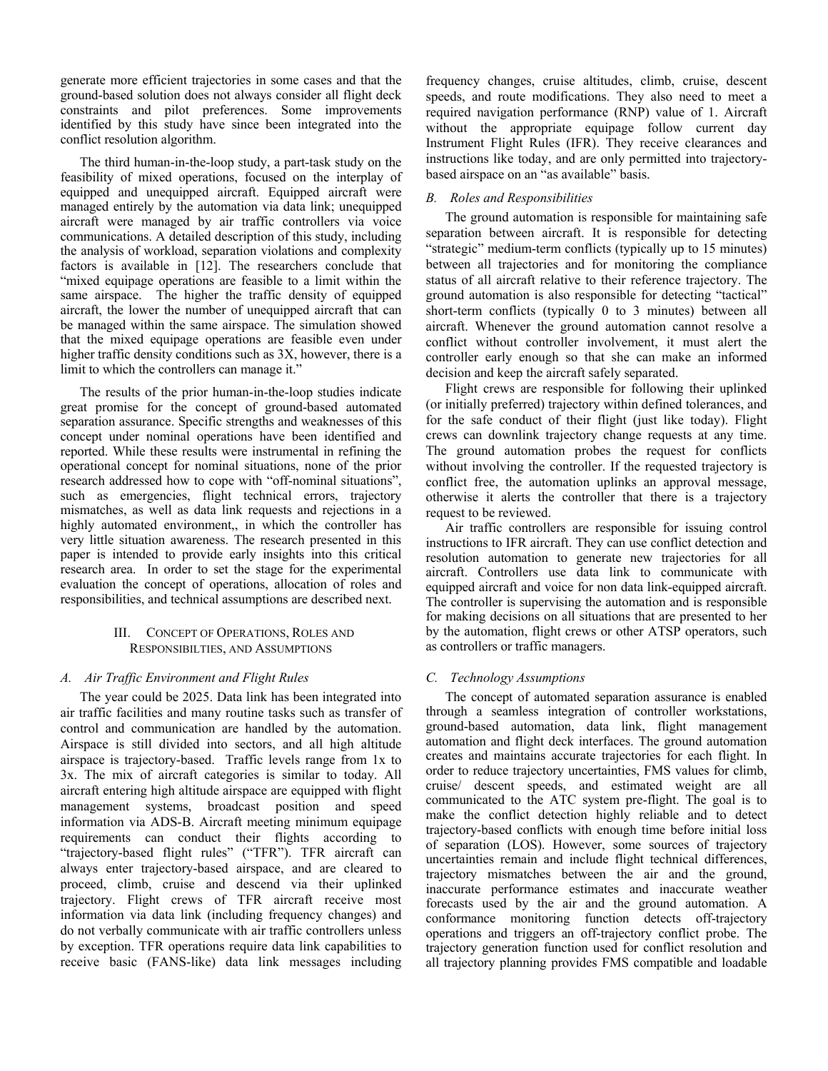generate more efficient trajectories in some cases and that the ground-based solution does not always consider all flight deck constraints and pilot preferences. Some improvements identified by this study have since been integrated into the conflict resolution algorithm.

The third human-in-the-loop study, a part-task study on the feasibility of mixed operations, focused on the interplay of equipped and unequipped aircraft. Equipped aircraft were managed entirely by the automation via data link; unequipped aircraft were managed by air traffic controllers via voice communications. A detailed description of this study, including the analysis of workload, separation violations and complexity factors is available in [12]. The researchers conclude that "mixed equipage operations are feasible to a limit within the same airspace. The higher the traffic density of equipped aircraft, the lower the number of unequipped aircraft that can be managed within the same airspace. The simulation showed that the mixed equipage operations are feasible even under higher traffic density conditions such as 3X, however, there is a limit to which the controllers can manage it."

The results of the prior human-in-the-loop studies indicate great promise for the concept of ground-based automated separation assurance. Specific strengths and weaknesses of this concept under nominal operations have been identified and reported. While these results were instrumental in refining the operational concept for nominal situations, none of the prior research addressed how to cope with "off-nominal situations", such as emergencies, flight technical errors, trajectory mismatches, as well as data link requests and rejections in a highly automated environment,, in which the controller has very little situation awareness. The research presented in this paper is intended to provide early insights into this critical research area. In order to set the stage for the experimental evaluation the concept of operations, allocation of roles and responsibilities, and technical assumptions are described next.

## III. Concept of Operations, Roles and Responsibilties, and Assumptions

### A. Air Traffic Environment and Flight Rules

The year could be 2025. Data link has been integrated into air traffic facilities and many routine tasks such as transfer of control and communication are handled by the automation. Airspace is still divided into sectors, and all high altitude airspace is trajectory-based. Traffic levels range from 1x to 3x. The mix of aircraft categories is similar to today. All aircraft entering high altitude airspace are equipped with flight management systems, broadcast position and speed information via ADS-B. Aircraft meeting minimum equipage requirements can conduct their flights according to "trajectory-based flight rules" ("TFR"). TFR aircraft can always enter trajectory-based airspace, and are cleared to proceed, climb, cruise and descend via their uplinked trajectory. Flight crews of TFR aircraft receive most information via data link (including frequency changes) and do not verbally communicate with air traffic controllers unless by exception. TFR operations require data link capabilities to receive basic (FANS-like) data link messages including frequency changes, cruise altitudes, climb, cruise, descent speeds, and route modifications. They also need to meet a required navigation performance (RNP) value of 1. Aircraft without the appropriate equipage follow current day Instrument Flight Rules (IFR). They receive clearances and instructions like today, and are only permitted into trajectory-based airspace on an "as available" basis.

### B. Roles and Responsibilities

The ground automation is responsible for maintaining safe separation between aircraft. It is responsible for detecting "strategic" medium-term conflicts (typically up to 15 minutes) between all trajectories and for monitoring the compliance status of all aircraft relative to their reference trajectory. The ground automation is also responsible for detecting "tactical" short-term conflicts (typically 0 to 3 minutes) between all aircraft. Whenever the ground automation cannot resolve a conflict without controller involvement, it must alert the controller early enough so that she can make an informed decision and keep the aircraft safely separated.

Flight crews are responsible for following their uplinked (or initially preferred) trajectory within defined tolerances, and for the safe conduct of their flight (just like today). Flight crews can downlink trajectory change requests at any time. The ground automation probes the request for conflicts without involving the controller. If the requested trajectory is conflict free, the automation uplinks an approval message, otherwise it alerts the controller that there is a trajectory request to be reviewed.

Air traffic controllers are responsible for issuing control instructions to IFR aircraft. They can use conflict detection and resolution automation to generate new trajectories for all aircraft. Controllers use data link to communicate with equipped aircraft and voice for non data link-equipped aircraft. The controller is supervising the automation and is responsible for making decisions on all situations that are presented to her by the automation, flight crews or other ATSP operators, such as controllers or traffic managers.

### C. Technology Assumptions

The concept of automated separation assurance is enabled through a seamless integration of controller workstations, ground-based automation, data link, flight management automation and flight deck interfaces. The ground automation creates and maintains accurate trajectories for each flight. In order to reduce trajectory uncertainties, FMS values for climb, cruise/ descent speeds, and estimated weight are all communicated to the ATC system pre-flight. The goal is to make the conflict detection highly reliable and to detect trajectory-based conflicts with enough time before initial loss of separation (LOS). However, some sources of trajectory uncertainties remain and include flight technical differences, trajectory mismatches between the air and the ground, inaccurate performance estimates and inaccurate weather forecasts used by the air and the ground automation. A conformance monitoring function detects off-trajectory operations and triggers an off-trajectory conflict probe. The trajectory generation function used for conflict resolution and all trajectory planning provides FMS compatible and loadable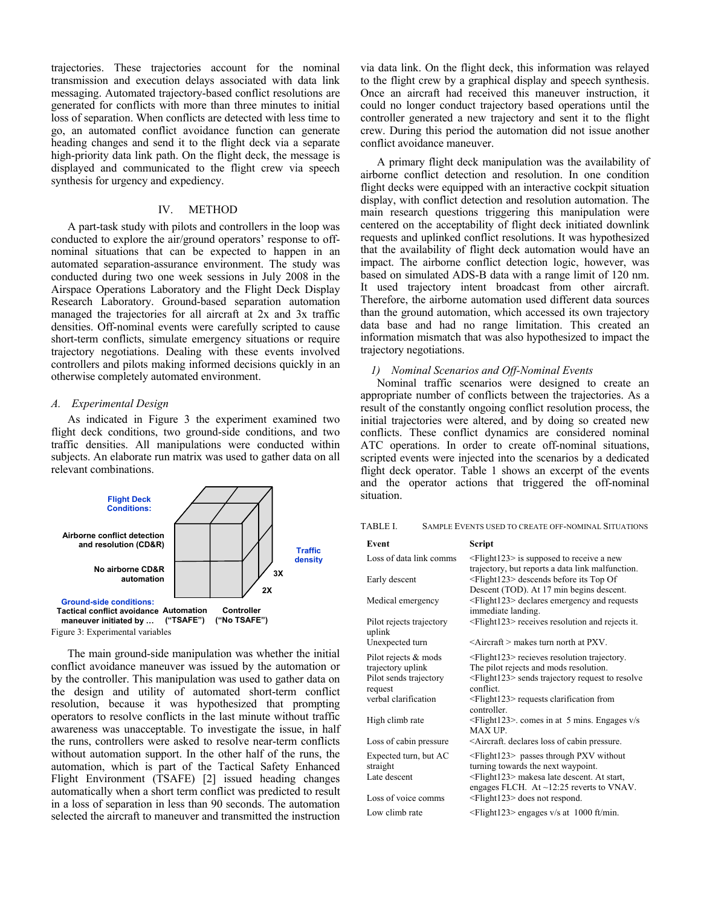trajectories. These trajectories account for the nominal transmission and execution delays associated with data link messaging. Automated trajectory-based conflict resolutions are generated for conflicts with more than three minutes to initial loss of separation. When conflicts are detected with less time to go, an automated conflict avoidance function can generate heading changes and send it to the flight deck via a separate high-priority data link path. On the flight deck, the message is displayed and communicated to the flight crew via speech synthesis for urgency and expediency.

## IV. METHOD

A part-task study with pilots and controllers in the loop was conducted to explore the air/ground operators' response to off-nominal situations that can be expected to happen in an automated separation-assurance environment. The study was conducted during two one week sessions in July 2008 in the Airspace Operations Laboratory and the Flight Deck Display Research Laboratory. Ground-based separation automation managed the trajectories for all aircraft at 2x and 3x traffic densities. Off-nominal events were carefully scripted to cause short-term conflicts, simulate emergency situations or require trajectory negotiations. Dealing with these events involved controllers and pilots making informed decisions quickly in an otherwise completely automated environment.

### *A. Experimental Design*

As indicated in Figure 3 the experiment examined two flight deck conditions, two ground-side conditions, and two traffic densities. All manipulations were conducted within subjects. An elaborate run matrix was used to gather data on all relevant combinations.

Figure 3: Experimental variables

The main ground-side manipulation was whether the initial conflict avoidance maneuver was issued by the automation or by the controller. This manipulation was used to gather data on the design and utility of automated short-term conflict resolution, because it was hypothesized that prompting operators to resolve conflicts in the last minute without traffic awareness was unacceptable. To investigate the issue, in half the runs, controllers were asked to resolve near-term conflicts without automation support. In the other half of the runs, the automation, which is part of the Tactical Safety Enhanced Flight Environment (TSAFE) [2] issued heading changes automatically when a short term conflict was predicted to result in a loss of separation in less than 90 seconds. The automation selected the aircraft to maneuver and transmitted the instruction via data link. On the flight deck, this information was relayed to the flight crew by a graphical display and speech synthesis. Once an aircraft had received this maneuver instruction, it could no longer conduct trajectory based operations until the controller generated a new trajectory and sent it to the flight crew. During this period the automation did not issue another conflict avoidance maneuver.

A primary flight deck manipulation was the availability of airborne conflict detection and resolution. In one condition flight decks were equipped with an interactive cockpit situation display, with conflict detection and resolution automation. The main research questions triggering this manipulation were centered on the acceptability of flight deck initiated downlink requests and uplinked conflict resolutions. It was hypothesized that the availability of flight deck automation would have an impact. The airborne conflict detection logic, however, was based on simulated ADS-B data with a range limit of 120 nm. It used trajectory intent broadcast from other aircraft. Therefore, the airborne automation used different data sources than the ground automation, which accessed its own trajectory data base and had no range limitation. This created an information mismatch that was also hypothesized to impact the trajectory negotiations.

#### *1) Nominal Scenarios and Off-Nominal Events*

Nominal traffic scenarios were designed to create an appropriate number of conflicts between the trajectories. As a result of the constantly ongoing conflict resolution process, the initial trajectories were altered, and by doing so created new conflicts. These conflict dynamics are considered nominal ATC operations. In order to create off-nominal situations, scripted events were injected into the scenarios by a dedicated flight deck operator. Table 1 shows an excerpt of the events and the operator actions that triggered the off-nominal situation.

TABLE I. SAMPLE EVENTS USED TO CREATE OFF-NOMINAL SITUATIONS

| Event | Script |
|---|---|
| Loss of data link comms | <Flight123> is supposed to receive a new trajectory, but reports a data link malfunction. |
| Early descent | <Flight123> descends before its Top Of Descent (TOD). At 17 min begins descent. |
| Medical emergency | <Flight123> declares emergency and requests immediate landing. |
| Pilot rejects trajectory uplink | <Flight123> receives resolution and rejects it. |
| Unexpected turn | <Aircraft > makes turn north at PXV. |
| Pilot rejects & mods trajectory uplink | <Flight123> recieves resolution trajectory. The pilot rejects and mods resolution. |
| Pilot sends trajectory request | <Flight123> sends trajectory request to resolve conflict. |
| verbal clarification | <Flight123> requests clarification from controller. |
| High climb rate | <Flight123>. comes in at 5 mins. Engages v/s MAX UP. |
| Loss of cabin pressure | <Aircraft. declares loss of cabin pressure. |
| Expected turn, but AC straight | <Flight123> passes through PXV without turning towards the next waypoint. |
| Late descent | <Flight123> makesa late descent. At start, engages FLCH. At ~12:25 reverts to VNAV. |
| Loss of voice comms | <Flight123> does not respond. |
| Low climb rate | <Flight123> engages v/s at 1000 ft/min. |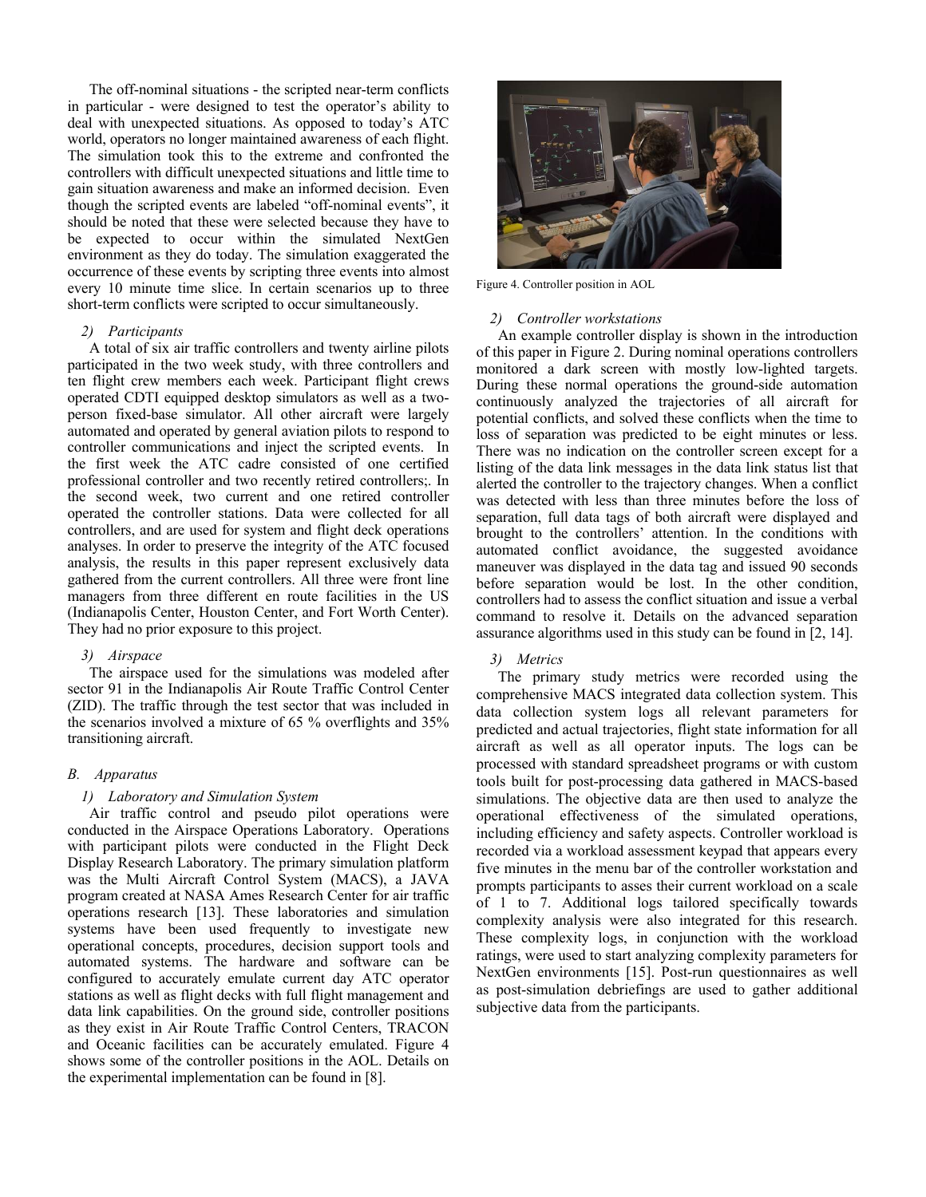The off-nominal situations - the scripted near-term conflicts in particular - were designed to test the operator's ability to deal with unexpected situations. As opposed to today's ATC world, operators no longer maintained awareness of each flight. The simulation took this to the extreme and confronted the controllers with difficult unexpected situations and little time to gain situation awareness and make an informed decision. Even though the scripted events are labeled "off-nominal events", it should be noted that these were selected because they have to be expected to occur within the simulated NextGen environment as they do today. The simulation exaggerated the occurrence of these events by scripting three events into almost every 10 minute time slice. In certain scenarios up to three short-term conflicts were scripted to occur simultaneously.

*2) Participants*

A total of six air traffic controllers and twenty airline pilots participated in the two week study, with three controllers and ten flight crew members each week. Participant flight crews operated CDTI equipped desktop simulators as well as a two-person fixed-base simulator. All other aircraft were largely automated and operated by general aviation pilots to respond to controller communications and inject the scripted events. In the first week the ATC cadre consisted of one certified professional controller and two recently retired controllers;. In the second week, two current and one retired controller operated the controller stations. Data were collected for all controllers, and are used for system and flight deck operations analyses. In order to preserve the integrity of the ATC focused analysis, the results in this paper represent exclusively data gathered from the current controllers. All three were front line managers from three different en route facilities in the US (Indianapolis Center, Houston Center, and Fort Worth Center). They had no prior exposure to this project.

*3) Airspace*

The airspace used for the simulations was modeled after sector 91 in the Indianapolis Air Route Traffic Control Center (ZID). The traffic through the test sector that was included in the scenarios involved a mixture of 65 % overflights and 35% transitioning aircraft.

### *B. Apparatus*

*1) Laboratory and Simulation System*

Air traffic control and pseudo pilot operations were conducted in the Airspace Operations Laboratory. Operations with participant pilots were conducted in the Flight Deck Display Research Laboratory. The primary simulation platform was the Multi Aircraft Control System (MACS), a JAVA program created at NASA Ames Research Center for air traffic operations research [13]. These laboratories and simulation systems have been used frequently to investigate new operational concepts, procedures, decision support tools and automated systems. The hardware and software can be configured to accurately emulate current day ATC operator stations as well as flight decks with full flight management and data link capabilities. On the ground side, controller positions as they exist in Air Route Traffic Control Centers, TRACON and Oceanic facilities can be accurately emulated. Figure 4 shows some of the controller positions in the AOL. Details on the experimental implementation can be found in [8].

Figure 4. Controller position in AOL

*2) Controller workstations*

An example controller display is shown in the introduction of this paper in Figure 2. During nominal operations controllers monitored a dark screen with mostly low-lighted targets. During these normal operations the ground-side automation continuously analyzed the trajectories of all aircraft for potential conflicts, and solved these conflicts when the time to loss of separation was predicted to be eight minutes or less. There was no indication on the controller screen except for a listing of the data link messages in the data link status list that alerted the controller to the trajectory changes. When a conflict was detected with less than three minutes before the loss of separation, full data tags of both aircraft were displayed and brought to the controllers' attention. In the conditions with automated conflict avoidance, the suggested avoidance maneuver was displayed in the data tag and issued 90 seconds before separation would be lost. In the other condition, controllers had to assess the conflict situation and issue a verbal command to resolve it. Details on the advanced separation assurance algorithms used in this study can be found in [2, 14].

*3) Metrics*

The primary study metrics were recorded using the comprehensive MACS integrated data collection system. This data collection system logs all relevant parameters for predicted and actual trajectories, flight state information for all aircraft as well as all operator inputs. The logs can be processed with standard spreadsheet programs or with custom tools built for post-processing data gathered in MACS-based simulations. The objective data are then used to analyze the operational effectiveness of the simulated operations, including efficiency and safety aspects. Controller workload is recorded via a workload assessment keypad that appears every five minutes in the menu bar of the controller workstation and prompts participants to asses their current workload on a scale of 1 to 7. Additional logs tailored specifically towards complexity analysis were also integrated for this research. These complexity logs, in conjunction with the workload ratings, were used to start analyzing complexity parameters for NextGen environments [15]. Post-run questionnaires as well as post-simulation debriefings are used to gather additional subjective data from the participants.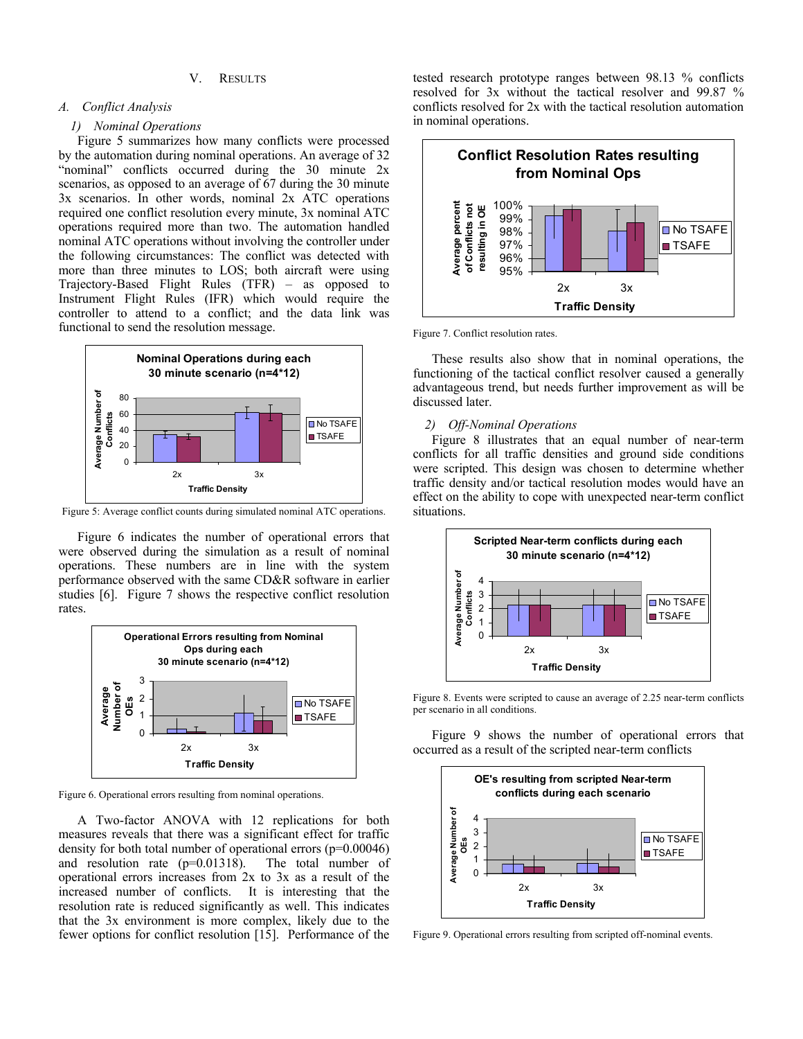## V. RESULTS

### A. Conflict Analysis

#### 1) Nominal Operations

Figure 5 summarizes how many conflicts were processed by the automation during nominal operations. An average of 32 "nominal" conflicts occurred during the 30 minute 2x scenarios, as opposed to an average of 67 during the 30 minute 3x scenarios. In other words, nominal 2x ATC operations required one conflict resolution every minute, 3x nominal ATC operations required more than two. The automation handled nominal ATC operations without involving the controller under the following circumstances: The conflict was detected with more than three minutes to LOS; both aircraft were using Trajectory-Based Flight Rules (TFR) – as opposed to Instrument Flight Rules (IFR) which would require the controller to attend to a conflict; and the data link was functional to send the resolution message.

Figure 5: Average conflict counts during simulated nominal ATC operations.

Figure 6 indicates the number of operational errors that were observed during the simulation as a result of nominal operations. These numbers are in line with the system performance observed with the same CD&R software in earlier studies [6]. Figure 7 shows the respective conflict resolution rates.

Figure 6. Operational errors resulting from nominal operations.

A Two-factor ANOVA with 12 replications for both measures reveals that there was a significant effect for traffic density for both total number of operational errors ($p=0.00046$) and resolution rate ($p=0.01318$). The total number of operational errors increases from 2x to 3x as a result of the increased number of conflicts. It is interesting that the resolution rate is reduced significantly as well. This indicates that the 3x environment is more complex, likely due to the fewer options for conflict resolution [15]. Performance of the tested research prototype ranges between 98.13 % conflicts resolved for 3x without the tactical resolver and 99.87 % conflicts resolved for 2x with the tactical resolution automation in nominal operations.

Figure 7. Conflict resolution rates.

These results also show that in nominal operations, the functioning of the tactical conflict resolver caused a generally advantageous trend, but needs further improvement as will be discussed later.

#### 2) Off-Nominal Operations

Figure 8 illustrates that an equal number of near-term conflicts for all traffic densities and ground side conditions were scripted. This design was chosen to determine whether traffic density and/or tactical resolution modes would have an effect on the ability to cope with unexpected near-term conflict situations.

Figure 8. Events were scripted to cause an average of 2.25 near-term conflicts per scenario in all conditions.

Figure 9 shows the number of operational errors that occurred as a result of the scripted near-term conflicts

Figure 9. Operational errors resulting from scripted off-nominal events.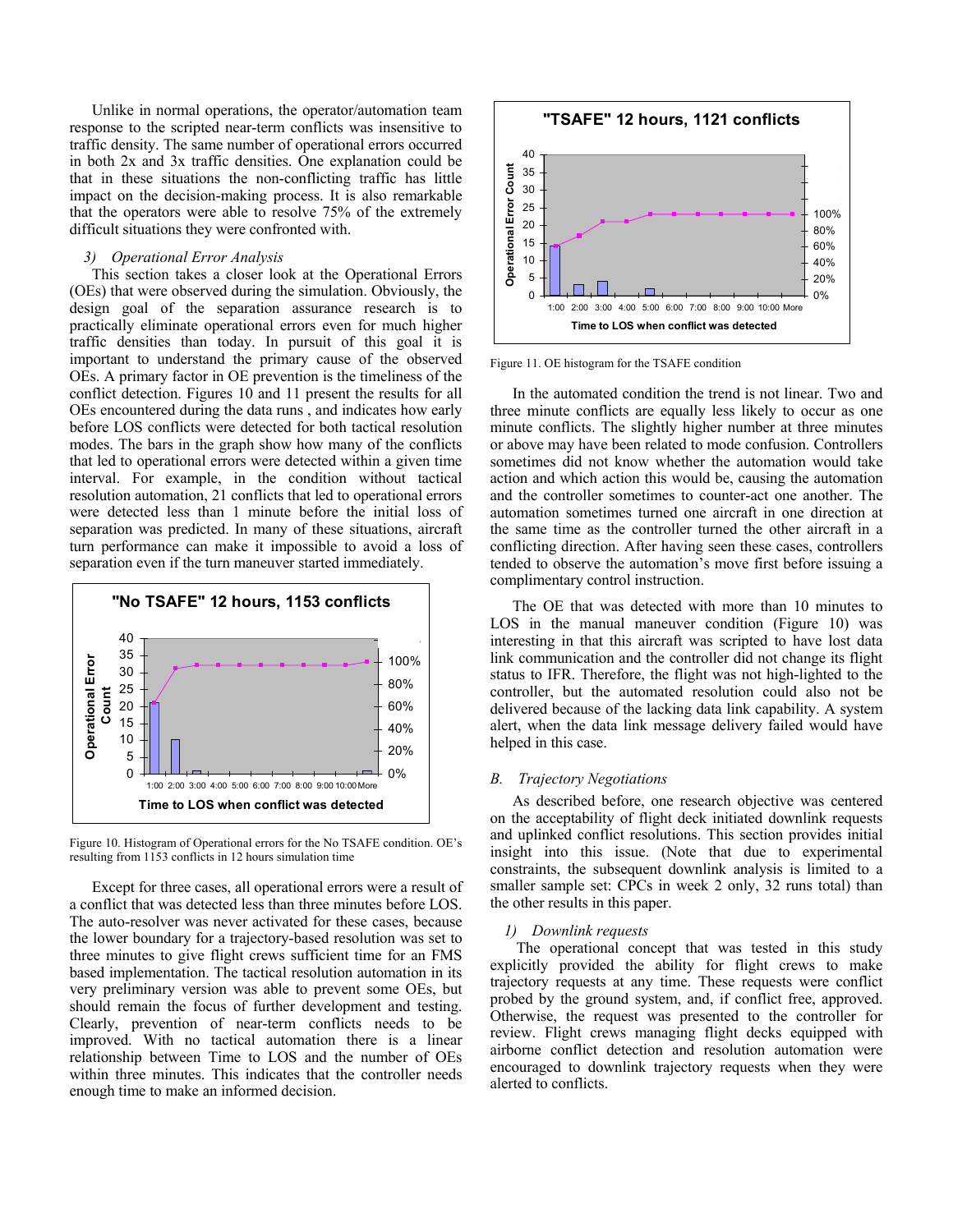Unlike in normal operations, the operator/automation team response to the scripted near-term conflicts was insensitive to traffic density. The same number of operational errors occurred in both 2x and 3x traffic densities. One explanation could be that in these situations the non-conflicting traffic has little impact on the decision-making process. It is also remarkable that the operators were able to resolve 75% of the extremely difficult situations they were confronted with.

### *3) Operational Error Analysis*

This section takes a closer look at the Operational Errors (OEs) that were observed during the simulation. Obviously, the design goal of the separation assurance research is to practically eliminate operational errors even for much higher traffic densities than today. In pursuit of this goal it is important to understand the primary cause of the observed OEs. A primary factor in OE prevention is the timeliness of the conflict detection. Figures 10 and 11 present the results for all OEs encountered during the data runs , and indicates how early before LOS conflicts were detected for both tactical resolution modes. The bars in the graph show how many of the conflicts that led to operational errors were detected within a given time interval. For example, in the condition without tactical resolution automation, 21 conflicts that led to operational errors were detected less than 1 minute before the initial loss of separation was predicted. In many of these situations, aircraft turn performance can make it impossible to avoid a loss of separation even if the turn maneuver started immediately.

Figure 10. Histogram of Operational errors for the No TSAFE condition. OE's resulting from 1153 conflicts in 12 hours simulation time

Except for three cases, all operational errors were a result of a conflict that was detected less than three minutes before LOS. The auto-resolver was never activated for these cases, because the lower boundary for a trajectory-based resolution was set to three minutes to give flight crews sufficient time for an FMS based implementation. The tactical resolution automation in its very preliminary version was able to prevent some OEs, but should remain the focus of further development and testing. Clearly, prevention of near-term conflicts needs to be improved. With no tactical automation there is a linear relationship between Time to LOS and the number of OEs within three minutes. This indicates that the controller needs enough time to make an informed decision.

Figure 11. OE histogram for the TSAFE condition

In the automated condition the trend is not linear. Two and three minute conflicts are equally less likely to occur as one minute conflicts. The slightly higher number at three minutes or above may have been related to mode confusion. Controllers sometimes did not know whether the automation would take action and which action this would be, causing the automation and the controller sometimes to counter-act one another. The automation sometimes turned one aircraft in one direction at the same time as the controller turned the other aircraft in a conflicting direction. After having seen these cases, controllers tended to observe the automation's move first before issuing a complimentary control instruction.

The OE that was detected with more than 10 minutes to LOS in the manual maneuver condition (Figure 10) was interesting in that this aircraft was scripted to have lost data link communication and the controller did not change its flight status to IFR. Therefore, the flight was not high-lighted to the controller, but the automated resolution could also not be delivered because of the lacking data link capability. A system alert, when the data link message delivery failed would have helped in this case.

## *B. Trajectory Negotiations*

As described before, one research objective was centered on the acceptability of flight deck initiated downlink requests and uplinked conflict resolutions. This section provides initial insight into this issue. (Note that due to experimental constraints, the subsequent downlink analysis is limited to a smaller sample set: CPCs in week 2 only, 32 runs total) than the other results in this paper.

### *1) Downlink requests*

The operational concept that was tested in this study explicitly provided the ability for flight crews to make trajectory requests at any time. These requests were conflict probed by the ground system, and, if conflict free, approved. Otherwise, the request was presented to the controller for review. Flight crews managing flight decks equipped with airborne conflict detection and resolution automation were encouraged to downlink trajectory requests when they were alerted to conflicts.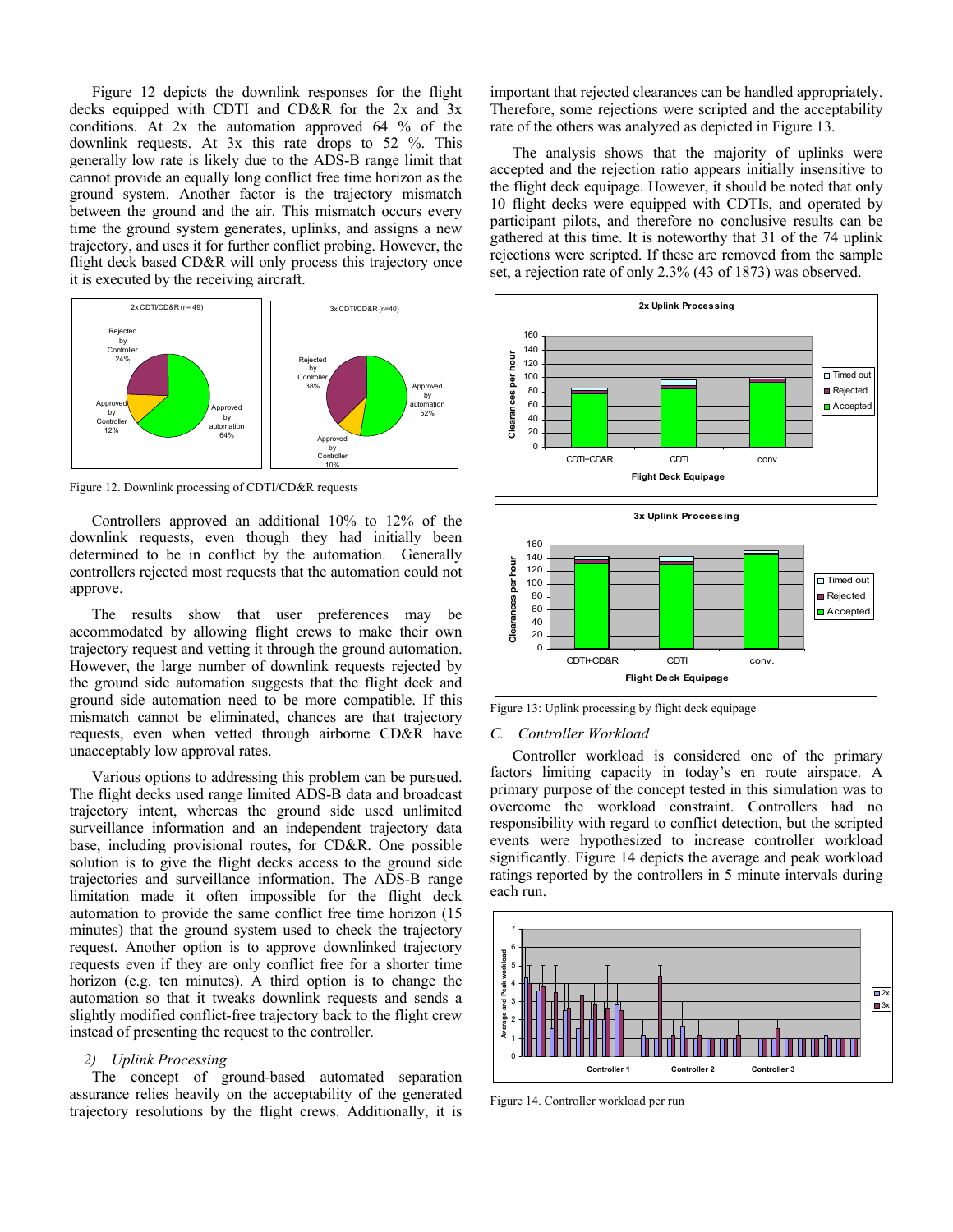Figure 12 depicts the downlink responses for the flight decks equipped with CDTI and CD&R for the 2x and 3x conditions. At 2x the automation approved 64 % of the downlink requests. At 3x this rate drops to 52 %. This generally low rate is likely due to the ADS-B range limit that cannot provide an equally long conflict free time horizon as the ground system. Another factor is the trajectory mismatch between the ground and the air. This mismatch occurs every time the ground system generates, uplinks, and assigns a new trajectory, and uses it for further conflict probing. However, the flight deck based CD&R will only process this trajectory once it is executed by the receiving aircraft.

Figure 12. Downlink processing of CDTI/CD&R requests

Controllers approved an additional 10% to 12% of the downlink requests, even though they had initially been determined to be in conflict by the automation. Generally controllers rejected most requests that the automation could not approve.

The results show that user preferences may be accommodated by allowing flight crews to make their own trajectory request and vetting it through the ground automation. However, the large number of downlink requests rejected by the ground side automation suggests that the flight deck and ground side automation need to be more compatible. If this mismatch cannot be eliminated, chances are that trajectory requests, even when vetted through airborne CD&R have unacceptably low approval rates.

Various options to addressing this problem can be pursued. The flight decks used range limited ADS-B data and broadcast trajectory intent, whereas the ground side used unlimited surveillance information and an independent trajectory data base, including provisional routes, for CD&R. One possible solution is to give the flight decks access to the ground side trajectories and surveillance information. The ADS-B range limitation made it often impossible for the flight deck automation to provide the same conflict free time horizon (15 minutes) that the ground system used to check the trajectory request. Another option is to approve downlinked trajectory requests even if they are only conflict free for a shorter time horizon (e.g. ten minutes). A third option is to change the automation so that it tweaks downlink requests and sends a slightly modified conflict-free trajectory back to the flight crew instead of presenting the request to the controller.

### *2) Uplink Processing*

The concept of ground-based automated separation assurance relies heavily on the acceptability of the generated trajectory resolutions by the flight crews. Additionally, it is important that rejected clearances can be handled appropriately. Therefore, some rejections were scripted and the acceptability rate of the others was analyzed as depicted in Figure 13.

The analysis shows that the majority of uplinks were accepted and the rejection ratio appears initially insensitive to the flight deck equipage. However, it should be noted that only 10 flight decks were equipped with CDTIs, and operated by participant pilots, and therefore no conclusive results can be gathered at this time. It is noteworthy that 31 of the 74 uplink rejections were scripted. If these are removed from the sample set, a rejection rate of only 2.3% (43 of 1873) was observed.

Figure 13: Uplink processing by flight deck equipage

## C. *Controller Workload*

Controller workload is considered one of the primary factors limiting capacity in today's en route airspace. A primary purpose of the concept tested in this simulation was to overcome the workload constraint. Controllers had no responsibility with regard to conflict detection, but the scripted events were hypothesized to increase controller workload significantly. Figure 14 depicts the average and peak workload ratings reported by the controllers in 5 minute intervals during each run.

Figure 14. Controller workload per run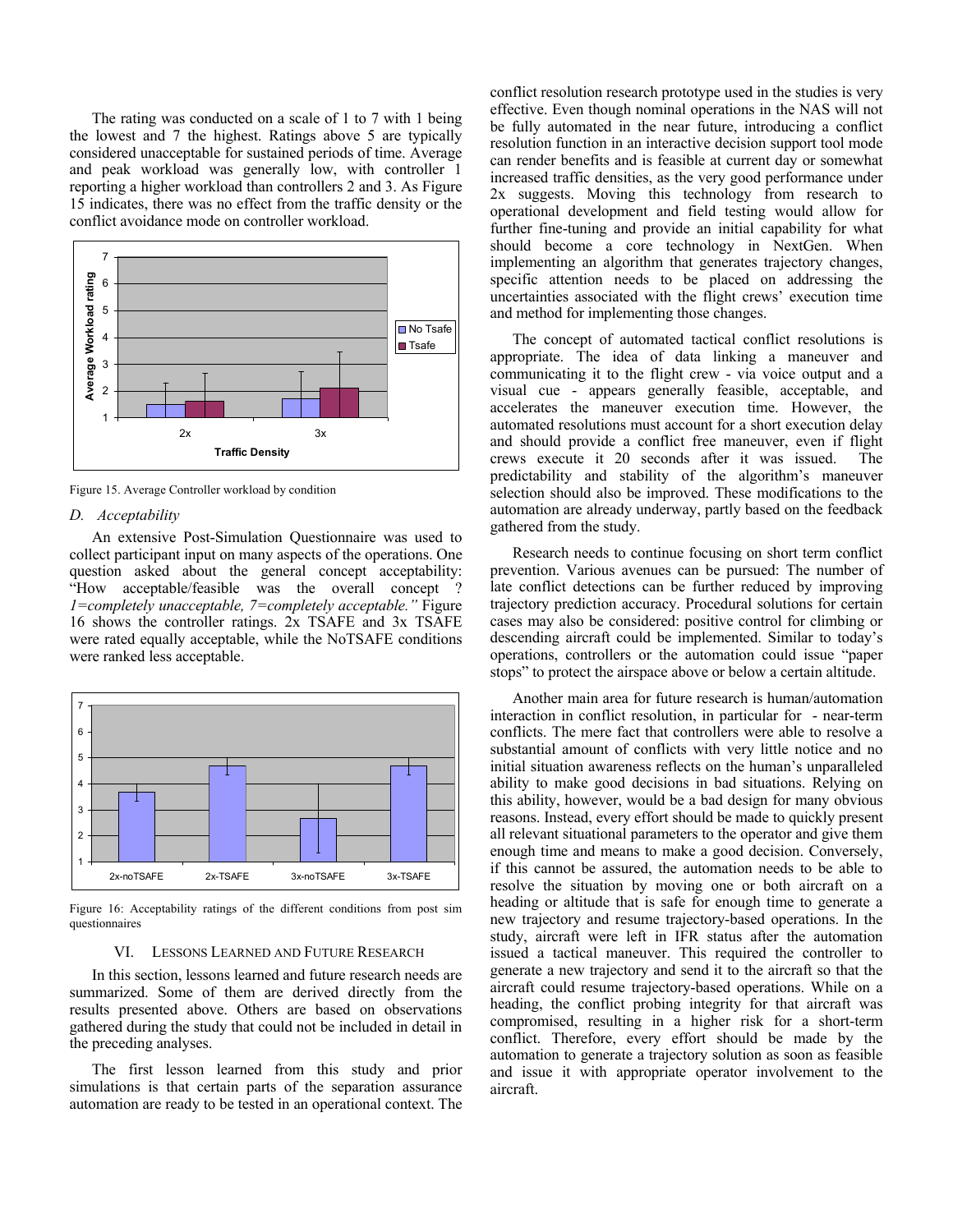The rating was conducted on a scale of 1 to 7 with 1 being the lowest and 7 the highest. Ratings above 5 are typically considered unacceptable for sustained periods of time. Average and peak workload was generally low, with controller 1 reporting a higher workload than controllers 2 and 3. As Figure 15 indicates, there was no effect from the traffic density or the conflict avoidance mode on controller workload.

Figure 15. Average Controller workload by condition

### D. Acceptability

An extensive Post-Simulation Questionnaire was used to collect participant input on many aspects of the operations. One question asked about the general concept acceptability: "How acceptable/feasible was the overall concept ? *1=completely unacceptable, 7=completely acceptable."* Figure 16 shows the controller ratings. 2x TSAFE and 3x TSAFE were rated equally acceptable, while the NoTSAFE conditions were ranked less acceptable.

Figure 16: Acceptability ratings of the different conditions from post sim questionnaires

## VI. Lessons Learned and Future Research

In this section, lessons learned and future research needs are summarized. Some of them are derived directly from the results presented above. Others are based on observations gathered during the study that could not be included in detail in the preceding analyses.

The first lesson learned from this study and prior simulations is that certain parts of the separation assurance automation are ready to be tested in an operational context. The conflict resolution research prototype used in the studies is very effective. Even though nominal operations in the NAS will not be fully automated in the near future, introducing a conflict resolution function in an interactive decision support tool mode can render benefits and is feasible at current day or somewhat increased traffic densities, as the very good performance under 2x suggests. Moving this technology from research to operational development and field testing would allow for further fine-tuning and provide an initial capability for what should become a core technology in NextGen. When implementing an algorithm that generates trajectory changes, specific attention needs to be placed on addressing the uncertainties associated with the flight crews' execution time and method for implementing those changes.

The concept of automated tactical conflict resolutions is appropriate. The idea of data linking a maneuver and communicating it to the flight crew - via voice output and a visual cue - appears generally feasible, acceptable, and accelerates the maneuver execution time. However, the automated resolutions must account for a short execution delay and should provide a conflict free maneuver, even if flight crews execute it 20 seconds after it was issued. The predictability and stability of the algorithm's maneuver selection should also be improved. These modifications to the automation are already underway, partly based on the feedback gathered from the study.

Research needs to continue focusing on short term conflict prevention. Various avenues can be pursued: The number of late conflict detections can be further reduced by improving trajectory prediction accuracy. Procedural solutions for certain cases may also be considered: positive control for climbing or descending aircraft could be implemented. Similar to today's operations, controllers or the automation could issue "paper stops" to protect the airspace above or below a certain altitude.

Another main area for future research is human/automation interaction in conflict resolution, in particular for - near-term conflicts. The mere fact that controllers were able to resolve a substantial amount of conflicts with very little notice and no initial situation awareness reflects on the human's unparalleled ability to make good decisions in bad situations. Relying on this ability, however, would be a bad design for many obvious reasons. Instead, every effort should be made to quickly present all relevant situational parameters to the operator and give them enough time and means to make a good decision. Conversely, if this cannot be assured, the automation needs to be able to resolve the situation by moving one or both aircraft on a heading or altitude that is safe for enough time to generate a new trajectory and resume trajectory-based operations. In the study, aircraft were left in IFR status after the automation issued a tactical maneuver. This required the controller to generate a new trajectory and send it to the aircraft so that the aircraft could resume trajectory-based operations. While on a heading, the conflict probing integrity for that aircraft was compromised, resulting in a higher risk for a short-term conflict. Therefore, every effort should be made by the automation to generate a trajectory solution as soon as feasible and issue it with appropriate operator involvement to the aircraft.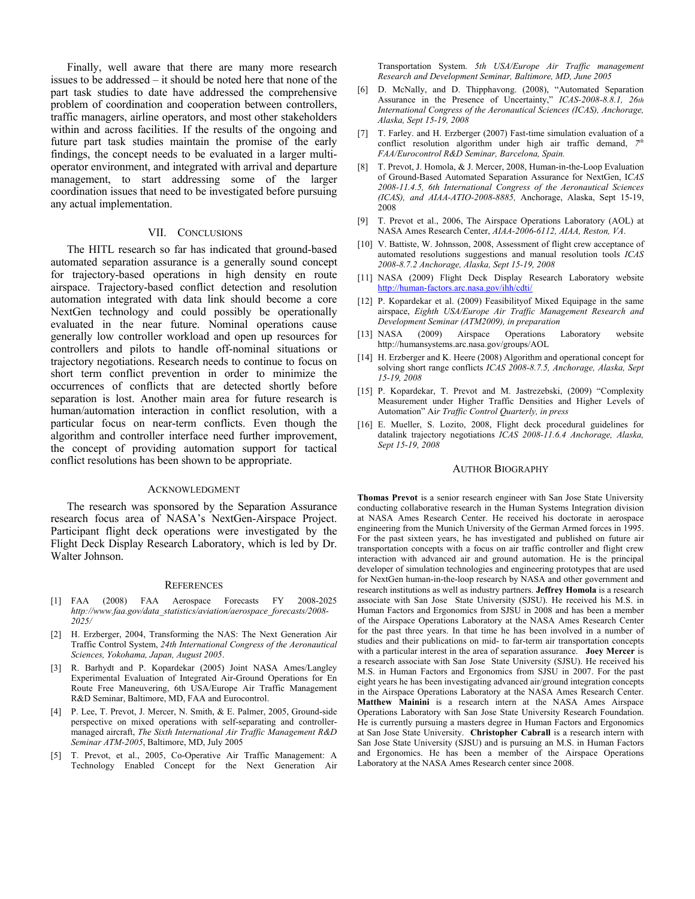Finally, well aware that there are many more research issues to be addressed – it should be noted here that none of the part task studies to date have addressed the comprehensive problem of coordination and cooperation between controllers, traffic managers, airline operators, and most other stakeholders within and across facilities. If the results of the ongoing and future part task studies maintain the promise of the early findings, the concept needs to be evaluated in a larger multi-operator environment, and integrated with arrival and departure management, to start addressing some of the larger coordination issues that need to be investigated before pursuing any actual implementation.

## VII. Conclusions

The HITL research so far has indicated that ground-based automated separation assurance is a generally sound concept for trajectory-based operations in high density en route airspace. Trajectory-based conflict detection and resolution automation integrated with data link should become a core NextGen technology and could possibly be operationally evaluated in the near future. Nominal operations cause generally low controller workload and open up resources for controllers and pilots to handle off-nominal situations or trajectory negotiations. Research needs to continue to focus on short term conflict prevention in order to minimize the occurrences of conflicts that are detected shortly before separation is lost. Another main area for future research is human/automation interaction in conflict resolution, with a particular focus on near-term conflicts. Even though the algorithm and controller interface need further improvement, the concept of providing automation support for tactical conflict resolutions has been shown to be appropriate.

## Acknowledgment

The research was sponsored by the Separation Assurance research focus area of NASA's NextGen-Airspace Project. Participant flight deck operations were investigated by the Flight Deck Display Research Laboratory, which is led by Dr. Walter Johnson.

## References

[1] FAA (2008) FAA Aerospace Forecasts FY 2008-2025 *http://www.faa.gov/data_statistics/aviation/aerospace_forecasts/2008-2025/*

[2] H. Erzberger, 2004, Transforming the NAS: The Next Generation Air Traffic Control System, *24th International Congress of the Aeronautical Sciences, Yokohama, Japan, August 2005*.

[3] R. Barhydt and P. Kopardekar (2005) Joint NASA Ames/Langley Experimental Evaluation of Integrated Air-Ground Operations for En Route Free Maneuvering, 6th USA/Europe Air Traffic Management R&D Seminar, Baltimore, MD, FAA and Eurocontrol.

[4] P. Lee, T. Prevot, J. Mercer, N. Smith, & E. Palmer, 2005, Ground-side perspective on mixed operations with self-separating and controller-managed aircraft, *The Sixth International Air Traffic Management R&D Seminar ATM-2005*, Baltimore, MD, July 2005

[5] T. Prevot, et al., 2005, Co-Operative Air Traffic Management: A Technology Enabled Concept for the Next Generation Air Transportation System. *5th USA/Europe Air Traffic management Research and Development Seminar, Baltimore, MD, June 2005*

[6] D. McNally, and D. Thipphavong. (2008), "Automated Separation Assurance in the Presence of Uncertainty," *ICAS-2008-8.8.1, 26th International Congress of the Aeronautical Sciences (ICAS), Anchorage, Alaska, Sept 15-19, 2008*

[7] T. Farley. and H. Erzberger (2007) Fast-time simulation evaluation of a conflict resolution algorithm under high air traffic demand, *7th FAA/Eurocontrol R&D Seminar, Barcelona, Spain.*

[8] T. Prevot, J. Homola, & J. Mercer, 2008, Human-in-the-Loop Evaluation of Ground-Based Automated Separation Assurance for NextGen, I*CAS 2008-11.4.5, 6th International Congress of the Aeronautical Sciences (ICAS), and AIAA-ATIO-2008-8885,* Anchorage, Alaska, Sept 15-19, 2008

[9] T. Prevot et al., 2006, The Airspace Operations Laboratory (AOL) at NASA Ames Research Center, *AIAA-2006-6112, AIAA, Reston, VA*.

[10] V. Battiste, W. Johnsson, 2008, Assessment of flight crew acceptance of automated resolutions suggestions and manual resolution tools *ICAS 2008-8.7.2 Anchorage, Alaska, Sept 15-19, 2008*

[11] NASA (2009) Flight Deck Display Research Laboratory website http://human-factors.arc.nasa.gov/ihh/cdti/

[12] P. Kopardekar et al. (2009) Feasibilityof Mixed Equipage in the same airspace, *Eighth USA/Europe Air Traffic Management Research and Development Seminar (ATM2009), in preparation*

[13] NASA (2009) Airspace Operations Laboratory website http://humansystems.arc.nasa.gov/groups/AOL

[14] H. Erzberger and K. Heere (2008) Algorithm and operational concept for solving short range conflicts *ICAS 2008-8.7.5, Anchorage, Alaska, Sept 15-19, 2008*

[15] P. Kopardekar, T. Prevot and M. Jastrezebski, (2009) "Complexity Measurement under Higher Traffic Densities and Higher Levels of Automation" Ai*r Traffic Control Quarterly, in press*

[16] E. Mueller, S. Lozito, 2008, Flight deck procedural guidelines for datalink trajectory negotiations *ICAS 2008-11.6.4 Anchorage, Alaska, Sept 15-19, 2008*

## Author Biography

**Thomas Prevot** is a senior research engineer with San Jose State University conducting collaborative research in the Human Systems Integration division at NASA Ames Research Center. He received his doctorate in aerospace engineering from the Munich University of the German Armed forces in 1995. For the past sixteen years, he has investigated and published on future air transportation concepts with a focus on air traffic controller and flight crew interaction with advanced air and ground automation. He is the principal developer of simulation technologies and engineering prototypes that are used for NextGen human-in-the-loop research by NASA and other government and research institutions as well as industry partners. **Jeffrey Homola** is a research associate with San Jose State University (SJSU). He received his M.S. in Human Factors and Ergonomics from SJSU in 2008 and has been a member of the Airspace Operations Laboratory at the NASA Ames Research Center for the past three years. In that time he has been involved in a number of studies and their publications on mid- to far-term air transportation concepts with a particular interest in the area of separation assurance. **Joey Mercer** is a research associate with San Jose State University (SJSU). He received his M.S. in Human Factors and Ergonomics from SJSU in 2007. For the past eight years he has been investigating advanced air/ground integration concepts in the Airspace Operations Laboratory at the NASA Ames Research Center. **Matthew Mainini** is a research intern at the NASA Ames Airspace Operations Laboratory with San Jose State University Research Foundation. He is currently pursuing a masters degree in Human Factors and Ergonomics at San Jose State University. **Christopher Cabrall** is a research intern with San Jose State University (SJSU) and is pursuing an M.S. in Human Factors and Ergonomics. He has been a member of the Airspace Operations Laboratory at the NASA Ames Research center since 2008.